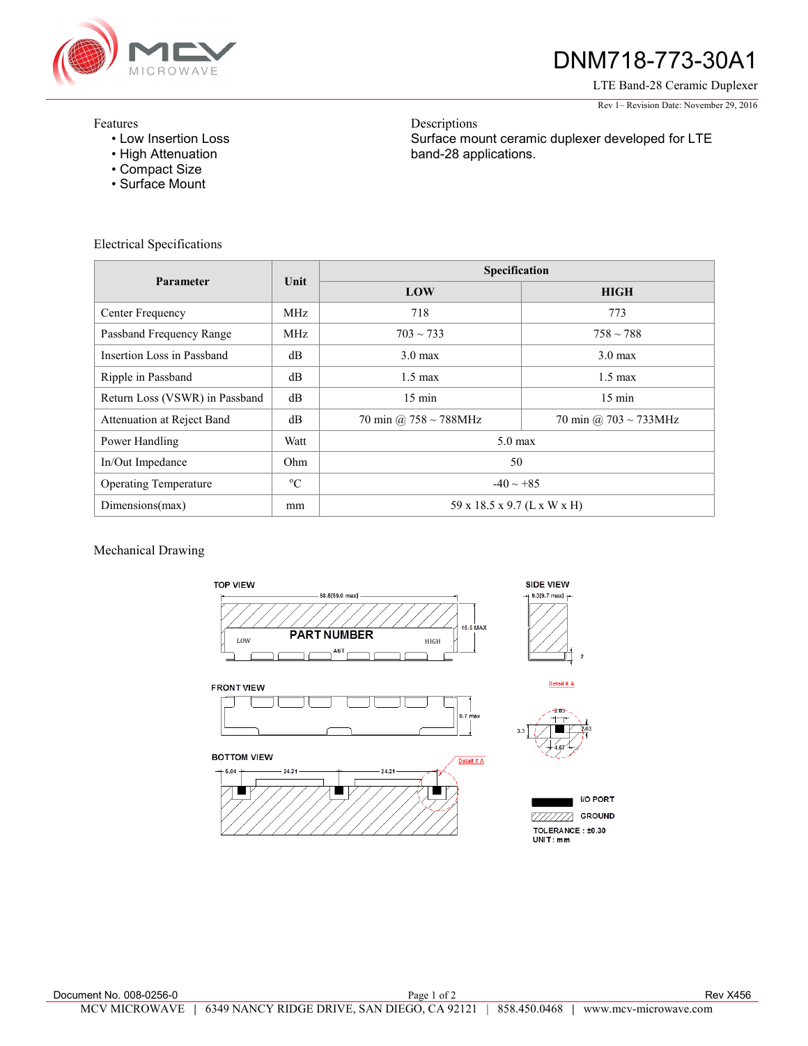# DNM718-773-30A1

LTE Band-28 Ceramic Duplexer

Rev 1– Revision Date: November 29, 2016

Features

- Low Insertion Loss
- High Attenuation
- Compact Size
- Surface Mount

Descriptions

Surface mount ceramic duplexer developed for LTE band-28 applications.

## Electrical Specifications

| Parameter | Unit | Specification | |
|---|---|---|---|
| | | LOW | HIGH |
| Center Frequency | MHz | 718 | 773 |
| Passband Frequency Range | MHz | 703 ~ 733 | 758 ~ 788 |
| Insertion Loss in Passband | dB | 3.0 max | 3.0 max |
| Ripple in Passband | dB | 1.5 max | 1.5 max |
| Return Loss (VSWR) in Passband | dB | 15 min | 15 min |
| Attenuation at Reject Band | dB | 70 min @ 758 ~ 788MHz | 70 min @ 703 ~ 733MHz |
| Power Handling | Watt | 5.0 max | |
| In/Out Impedance | Ohm | 50 | |
| Operating Temperature | °C | -40 ~ +85 | |
| Dimensions(max) | mm | 59 x 18.5 x 9.7 (L x W x H) | |

## Mechanical Drawing

TOP VIEW

58.5[59.0 max]

16.5 MAX

PART NUMBER

LOW ANT HIGH

SIDE VIEW

9.3[9.7 max]

2

FRONT VIEW

9.7 max

Detail # A

2.03

3.3

2.03

4.57

BOTTOM VIEW

5.04 24.21 24.21

Detail # A

I/O PORT

GROUND

TOLERANCE : ±0.30

UNIT : mm

Document No. 008-0256-0

Rev X456

MCV MICROWAVE | 6349 NANCY RIDGE DRIVE, SAN DIEGO, CA 92121 | 858.450.0468 | www.mcv-microwave.com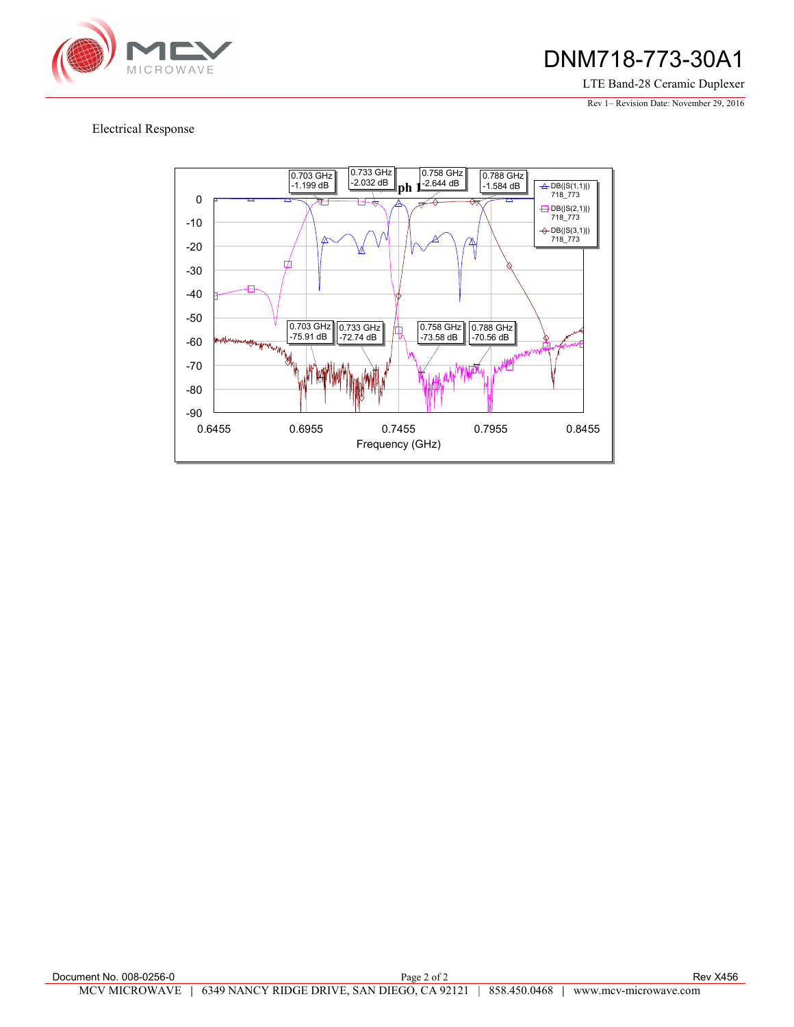Electrical Response

0.703 GHz
-1.199 dB

0.733 GHz
-2.032 dB

0.758 GHz
-2.644 dB

0.788 GHz
-1.584 dB

DB(|S(1,1)|)
718_773

DB(|S(2,1)|)
718_773

DB(|S(3,1)|)
718_773

0.703 GHz
-75.91 dB

0.733 GHz
-72.74 dB

0.758 GHz
-73.58 dB

0.788 GHz
-70.56 dB

0
-10
-20
-30
-40
-50
-60
-70
-80
-90

0.6455
0.6955
0.7455
0.7955
0.8455

Frequency (GHz)